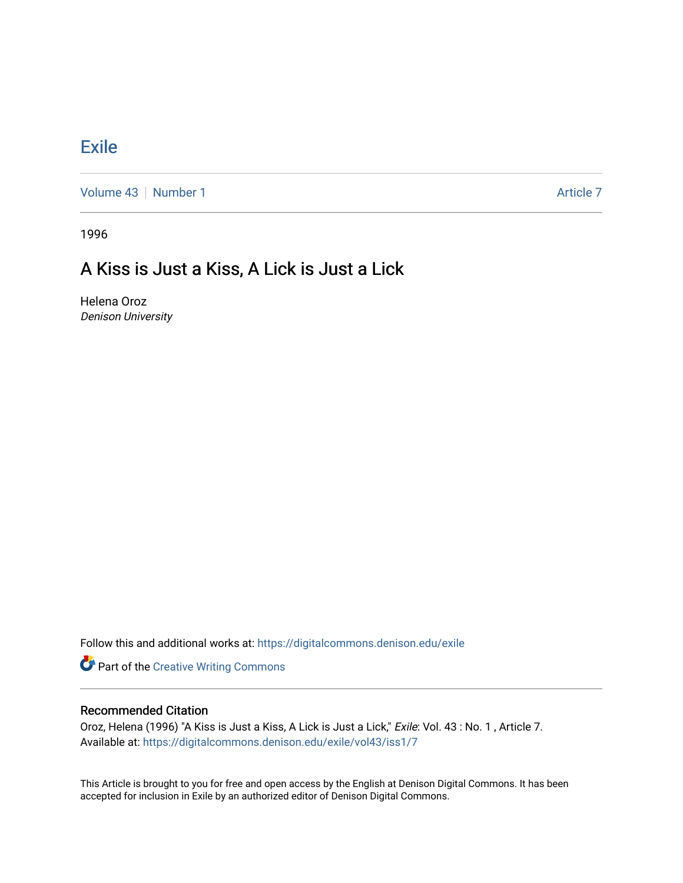# Exile

Volume 43 | Number 1 Article 7

1996

## A Kiss is Just a Kiss, A Lick is Just a Lick

Helena Oroz
*Denison University*

Follow this and additional works at: https://digitalcommons.denison.edu/exile

Part of the Creative Writing Commons

### Recommended Citation

Oroz, Helena (1996) "A Kiss is Just a Kiss, A Lick is Just a Lick," *Exile*: Vol. 43 : No. 1 , Article 7.
Available at: https://digitalcommons.denison.edu/exile/vol43/iss1/7

This Article is brought to you for free and open access by the English at Denison Digital Commons. It has been accepted for inclusion in Exile by an authorized editor of Denison Digital Commons.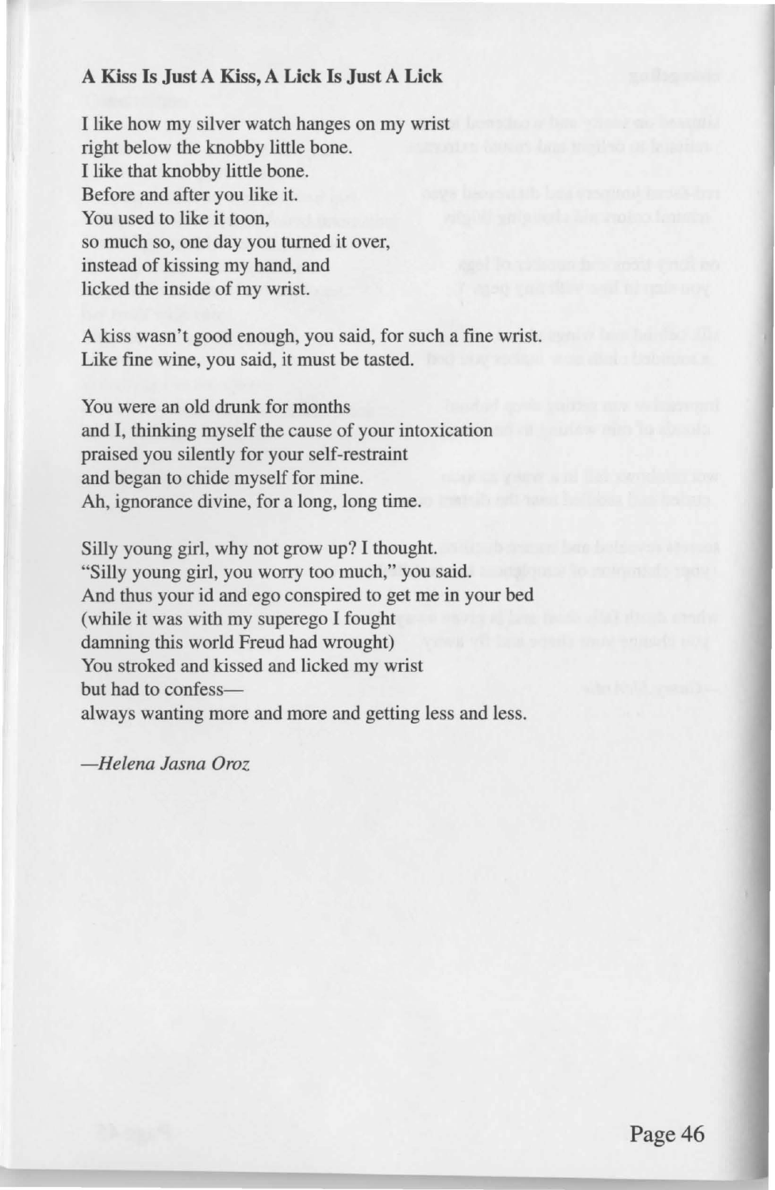**A Kiss Is Just A Kiss, A Lick Is Just A Lick**

I like how my silver watch hanges on my wrist
right below the knobby little bone.
I like that knobby little bone.
Before and after you like it.
You used to like it toon,
so much so, one day you turned it over,
instead of kissing my hand, and
licked the inside of my wrist.

A kiss wasn't good enough, you said, for such a fine wrist.
Like fine wine, you said, it must be tasted.

You were an old drunk for months
and I, thinking myself the cause of your intoxication
praised you silently for your self-restraint
and began to chide myself for mine.
Ah, ignorance divine, for a long, long time.

Silly young girl, why not grow up? I thought.
"Silly young girl, you worry too much," you said.
And thus your id and ego conspired to get me in your bed
(while it was with my superego I fought
damning this world Freud had wrought)
You stroked and kissed and licked my wrist
but had to confess—
always wanting more and more and getting less and less.

*—Helena Jasna Oroz*